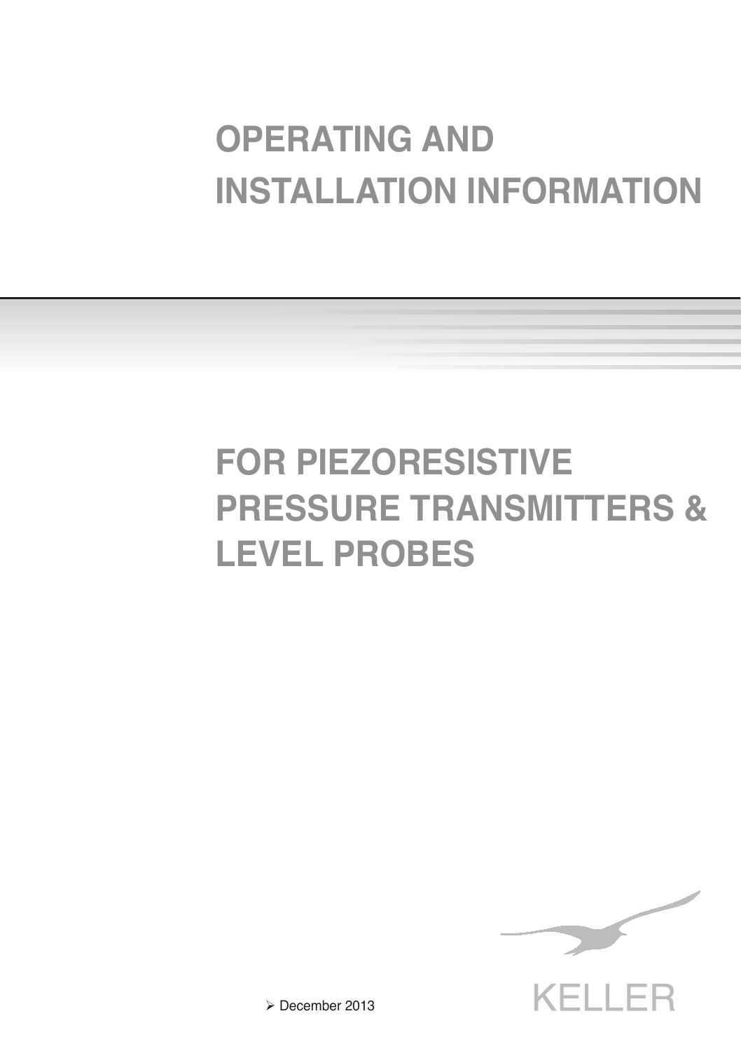# OPERATING AND INSTALLATION INFORMATION

# FOR PIEZORESISTIVE PRESSURE TRANSMITTERS & LEVEL PROBES

KELLER

- December 2013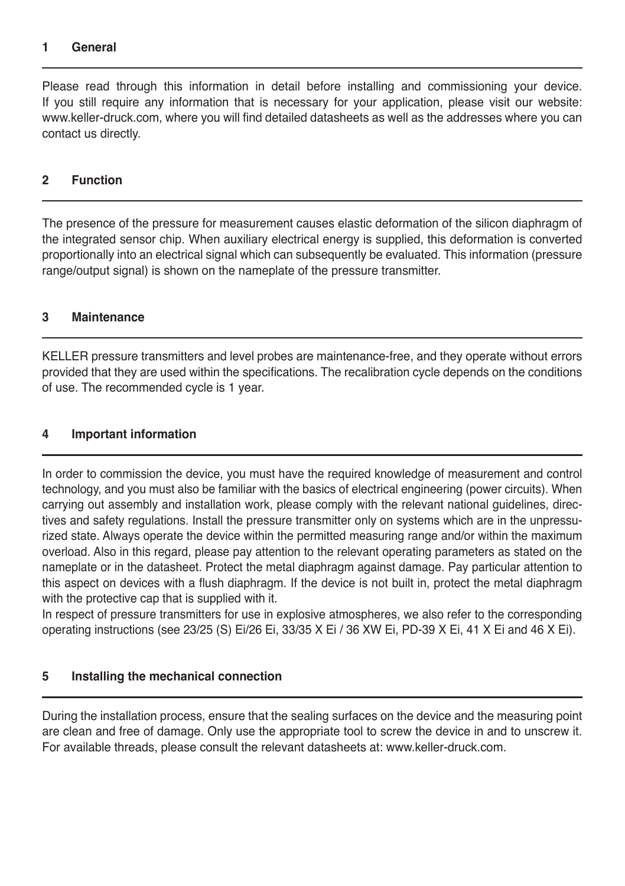## 1 General

Please read through this information in detail before installing and commissioning your device. If you still require any information that is necessary for your application, please visit our website: www.keller-druck.com, where you will find detailed datasheets as well as the addresses where you can contact us directly.

## 2 Function

The presence of the pressure for measurement causes elastic deformation of the silicon diaphragm of the integrated sensor chip. When auxiliary electrical energy is supplied, this deformation is converted proportionally into an electrical signal which can subsequently be evaluated. This information (pressure range/output signal) is shown on the nameplate of the pressure transmitter.

## 3 Maintenance

KELLER pressure transmitters and level probes are maintenance-free, and they operate without errors provided that they are used within the specifications. The recalibration cycle depends on the conditions of use. The recommended cycle is 1 year.

## 4 Important information

In order to commission the device, you must have the required knowledge of measurement and control technology, and you must also be familiar with the basics of electrical engineering (power circuits). When carrying out assembly and installation work, please comply with the relevant national guidelines, directives and safety regulations. Install the pressure transmitter only on systems which are in the unpressurized state. Always operate the device within the permitted measuring range and/or within the maximum overload. Also in this regard, please pay attention to the relevant operating parameters as stated on the nameplate or in the datasheet. Protect the metal diaphragm against damage. Pay particular attention to this aspect on devices with a flush diaphragm. If the device is not built in, protect the metal diaphragm with the protective cap that is supplied with it.
In respect of pressure transmitters for use in explosive atmospheres, we also refer to the corresponding operating instructions (see 23/25 (S) Ei/26 Ei, 33/35 X Ei / 36 XW Ei, PD-39 X Ei, 41 X Ei and 46 X Ei).

## 5 Installing the mechanical connection

During the installation process, ensure that the sealing surfaces on the device and the measuring point are clean and free of damage. Only use the appropriate tool to screw the device in and to unscrew it. For available threads, please consult the relevant datasheets at: www.keller-druck.com.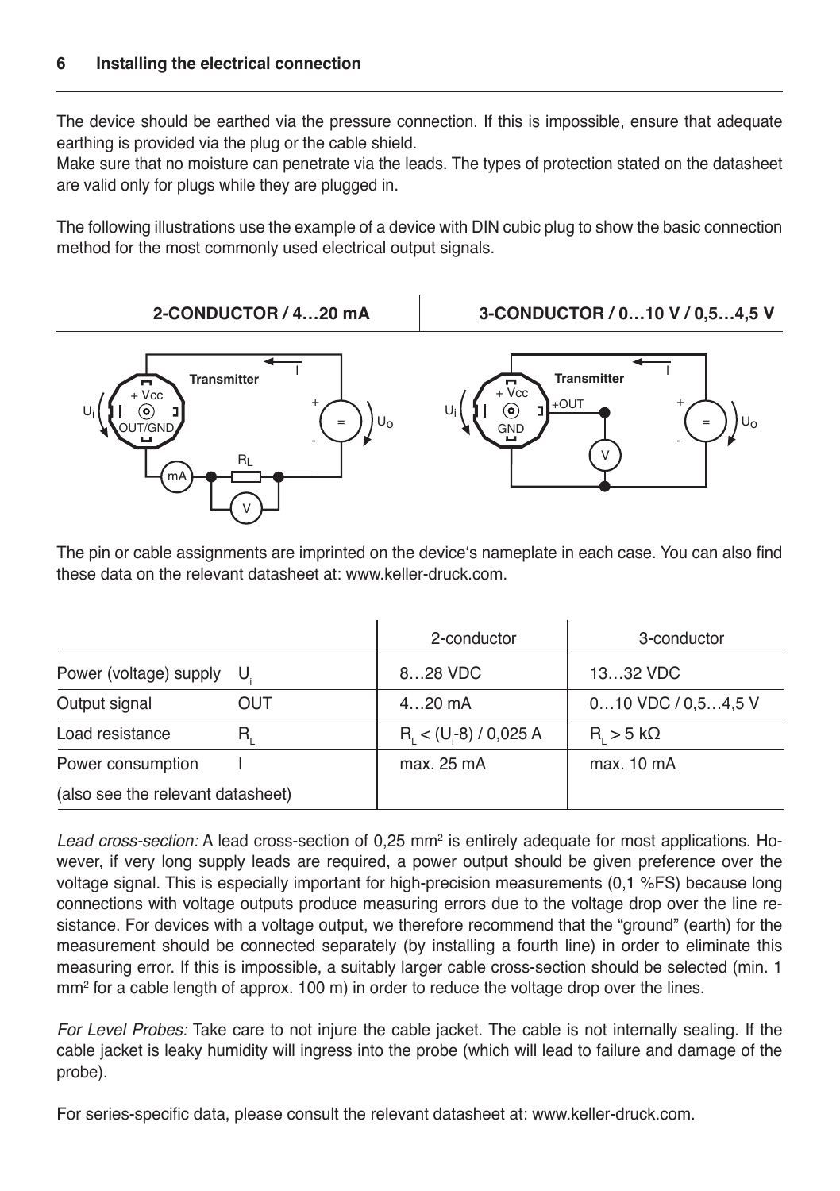## 6 Installing the electrical connection

The device should be earthed via the pressure connection. If this is impossible, ensure that adequate earthing is provided via the plug or the cable shield.

Make sure that no moisture can penetrate via the leads. The types of protection stated on the datasheet are valid only for plugs while they are plugged in.

The following illustrations use the example of a device with DIN cubic plug to show the basic connection method for the most commonly used electrical output signals.

**2-CONDUCTOR / 4…20 mA** | **3-CONDUCTOR / 0…10 V / 0,5…4,5 V**

The pin or cable assignments are imprinted on the device's nameplate in each case. You can also find these data on the relevant datasheet at: www.keller-druck.com.

| | | 2-conductor | 3-conductor |
|---|---|---|---|
| Power (voltage) supply | $U_i$ | 8…28 VDC | 13…32 VDC |
| Output signal | OUT | 4…20 mA | 0…10 VDC / 0,5…4,5 V |
| Load resistance | $R_L$ | $R_L < (U_i\text{-}8) / 0{,}025$ A | $R_L > 5$ kΩ |
| Power consumption | I | max. 25 mA | max. 10 mA |
| (also see the relevant datasheet) | | | |

*Lead cross-section:* A lead cross-section of 0,25 mm² is entirely adequate for most applications. However, if very long supply leads are required, a power output should be given preference over the voltage signal. This is especially important for high-precision measurements (0,1 %FS) because long connections with voltage outputs produce measuring errors due to the voltage drop over the line resistance. For devices with a voltage output, we therefore recommend that the "ground" (earth) for the measurement should be connected separately (by installing a fourth line) in order to eliminate this measuring error. If this is impossible, a suitably larger cable cross-section should be selected (min. 1 mm² for a cable length of approx. 100 m) in order to reduce the voltage drop over the lines.

*For Level Probes:* Take care to not injure the cable jacket. The cable is not internally sealing. If the cable jacket is leaky humidity will ingress into the probe (which will lead to failure and damage of the probe).

For series-specific data, please consult the relevant datasheet at: www.keller-druck.com.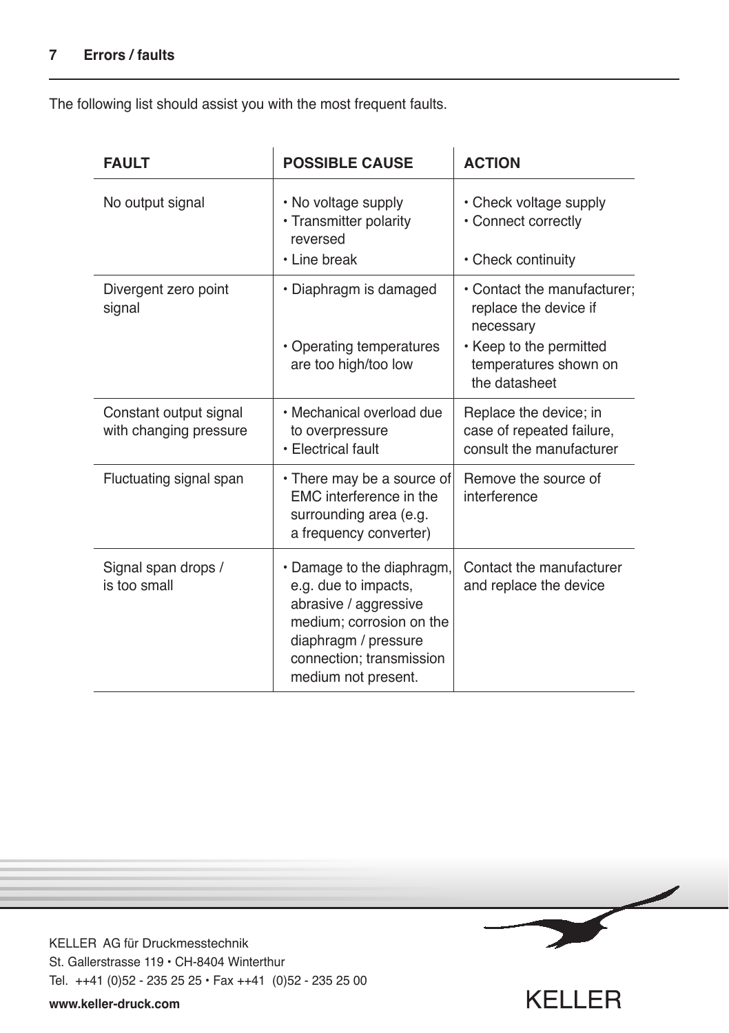## 7 Errors / faults

The following list should assist you with the most frequent faults.

| FAULT | POSSIBLE CAUSE | ACTION |
| --- | --- | --- |
| No output signal | • No voltage supply<br>• Transmitter polarity reversed<br>• Line break | • Check voltage supply<br>• Connect correctly<br>• Check continuity |
| Divergent zero point signal | • Diaphragm is damaged<br>• Operating temperatures are too high/too low | • Contact the manufacturer; replace the device if necessary<br>• Keep to the permitted temperatures shown on the datasheet |
| Constant output signal with changing pressure | • Mechanical overload due to overpressure<br>• Electrical fault | Replace the device; in case of repeated failure, consult the manufacturer |
| Fluctuating signal span | • There may be a source of EMC interference in the surrounding area (e.g. a frequency converter) | Remove the source of interference |
| Signal span drops / is too small | • Damage to the diaphragm, e.g. due to impacts, abrasive / aggressive medium; corrosion on the diaphragm / pressure connection; transmission medium not present. | Contact the manufacturer and replace the device |

KELLER AG für Druckmesstechnik
St. Gallerstrasse 119 • CH-8404 Winterthur
Tel. ++41 (0)52 - 235 25 25 • Fax ++41 (0)52 - 235 25 00
**www.keller-druck.com**

KELLER